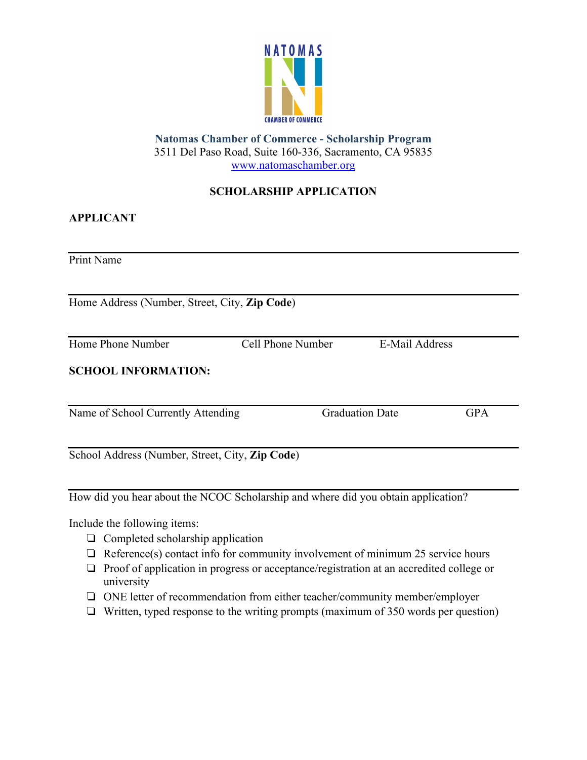**Natomas Chamber of Commerce - Scholarship Program**
3511 Del Paso Road, Suite 160-336, Sacramento, CA 95835
www.natomaschamber.org

## SCHOLARSHIP APPLICATION

### APPLICANT

Print Name

Home Address (Number, Street, City, **Zip Code**)

Home Phone Number Cell Phone Number E-Mail Address

### SCHOOL INFORMATION:

Name of School Currently Attending Graduation Date GPA

School Address (Number, Street, City, **Zip Code**)

How did you hear about the NCOC Scholarship and where did you obtain application?

Include the following items:

- ❑ Completed scholarship application
- ❑ Reference(s) contact info for community involvement of minimum 25 service hours
- ❑ Proof of application in progress or acceptance/registration at an accredited college or university
- ❑ ONE letter of recommendation from either teacher/community member/employer
- ❑ Written, typed response to the writing prompts (maximum of 350 words per question)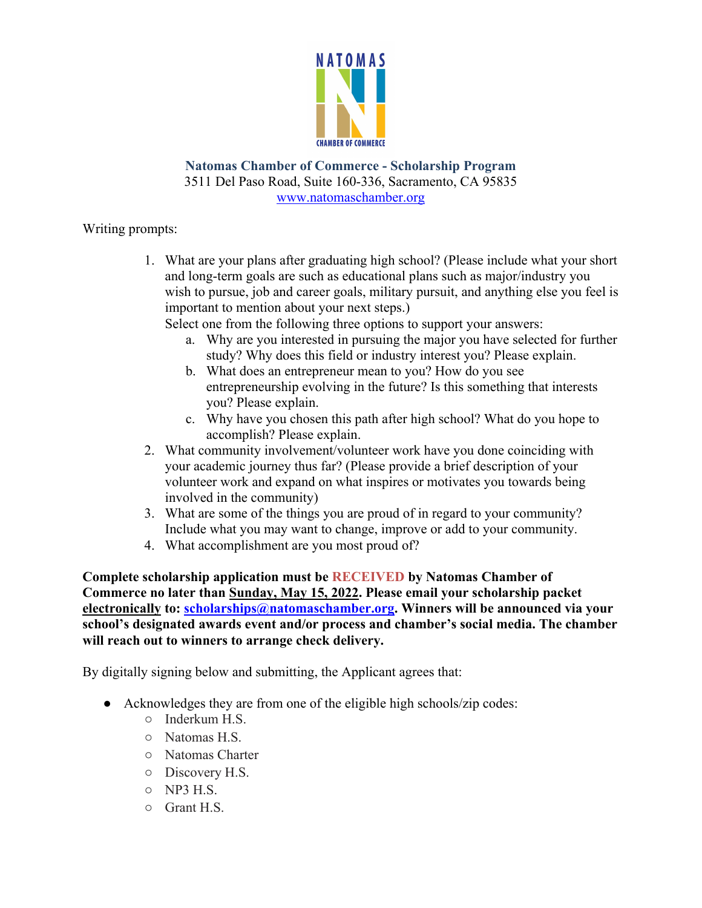**Natomas Chamber of Commerce - Scholarship Program**
3511 Del Paso Road, Suite 160-336, Sacramento, CA 95835
www.natomaschamber.org

Writing prompts:

1. What are your plans after graduating high school? (Please include what your short and long-term goals are such as educational plans such as major/industry you wish to pursue, job and career goals, military pursuit, and anything else you feel is important to mention about your next steps.)
   Select one from the following three options to support your answers:
   a. Why are you interested in pursuing the major you have selected for further study? Why does this field or industry interest you? Please explain.
   b. What does an entrepreneur mean to you? How do you see entrepreneurship evolving in the future? Is this something that interests you? Please explain.
   c. Why have you chosen this path after high school? What do you hope to accomplish? Please explain.
2. What community involvement/volunteer work have you done coinciding with your academic journey thus far? (Please provide a brief description of your volunteer work and expand on what inspires or motivates you towards being involved in the community)
3. What are some of the things you are proud of in regard to your community? Include what you may want to change, improve or add to your community.
4. What accomplishment are you most proud of?

**Complete scholarship application must be RECEIVED by Natomas Chamber of Commerce no later than Sunday, May 15, 2022. Please email your scholarship packet electronically to: scholarships@natomaschamber.org. Winners will be announced via your school's designated awards event and/or process and chamber's social media. The chamber will reach out to winners to arrange check delivery.**

By digitally signing below and submitting, the Applicant agrees that:

- Acknowledges they are from one of the eligible high schools/zip codes:
  - Inderkum H.S.
  - Natomas H.S.
  - Natomas Charter
  - Discovery H.S.
  - NP3 H.S.
  - Grant H.S.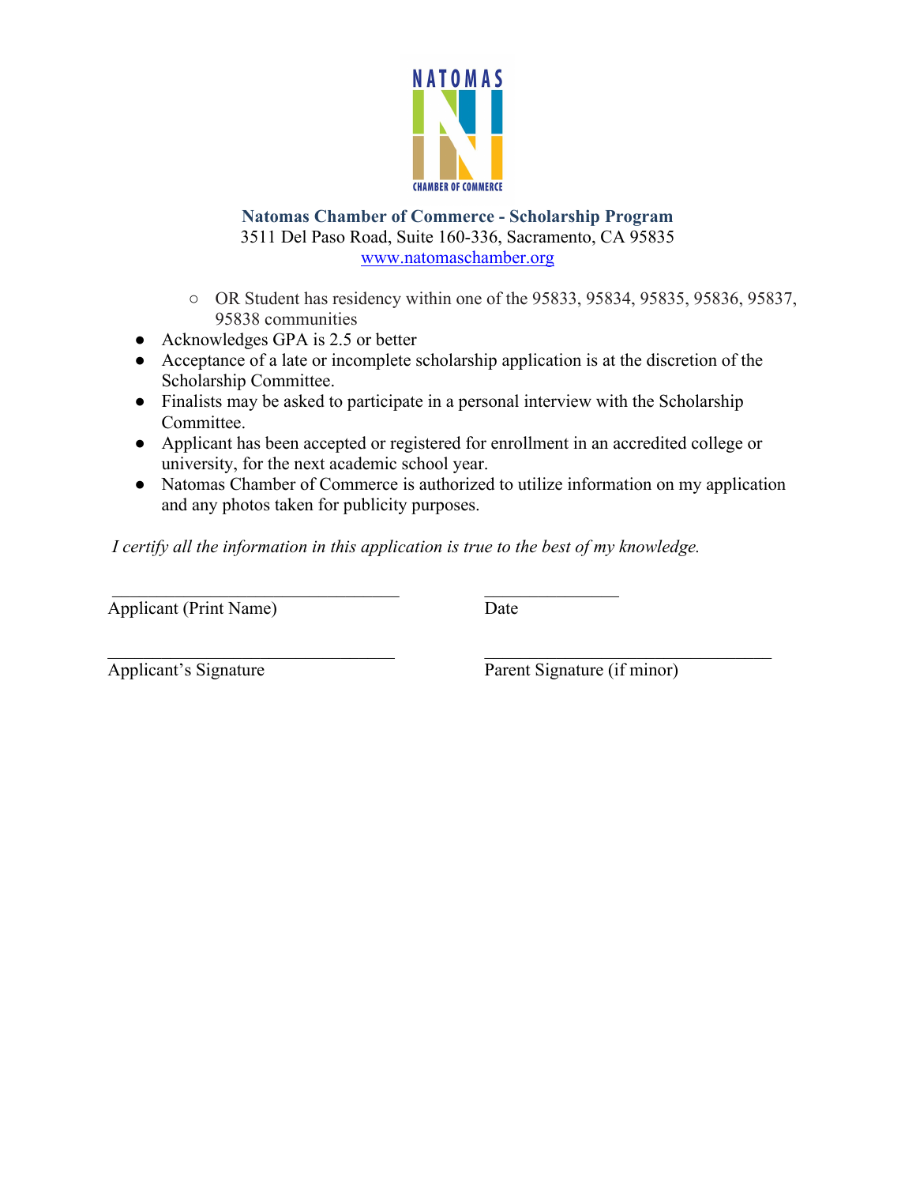**Natomas Chamber of Commerce - Scholarship Program**
3511 Del Paso Road, Suite 160-336, Sacramento, CA 95835
www.natomaschamber.org

- OR Student has residency within one of the 95833, 95834, 95835, 95836, 95837, 95838 communities

- Acknowledges GPA is 2.5 or better
- Acceptance of a late or incomplete scholarship application is at the discretion of the Scholarship Committee.
- Finalists may be asked to participate in a personal interview with the Scholarship Committee.
- Applicant has been accepted or registered for enrollment in an accredited college or university, for the next academic school year.
- Natomas Chamber of Commerce is authorized to utilize information on my application and any photos taken for publicity purposes.

*I certify all the information in this application is true to the best of my knowledge.*

\_\_\_\_\_\_\_\_\_\_\_\_\_\_\_\_\_\_\_\_\_\_\_\_\_\_\_\_\_\_\_\_\_\_\_ \_\_\_\_\_\_\_\_\_\_\_\_\_\_\_\_
Applicant (Print Name) Date

\_\_\_\_\_\_\_\_\_\_\_\_\_\_\_\_\_\_\_\_\_\_\_\_\_\_\_\_\_\_\_\_\_\_\_ \_\_\_\_\_\_\_\_\_\_\_\_\_\_\_\_\_\_\_\_\_\_\_\_\_\_\_\_\_\_\_\_\_\_\_
Applicant's Signature Parent Signature (if minor)